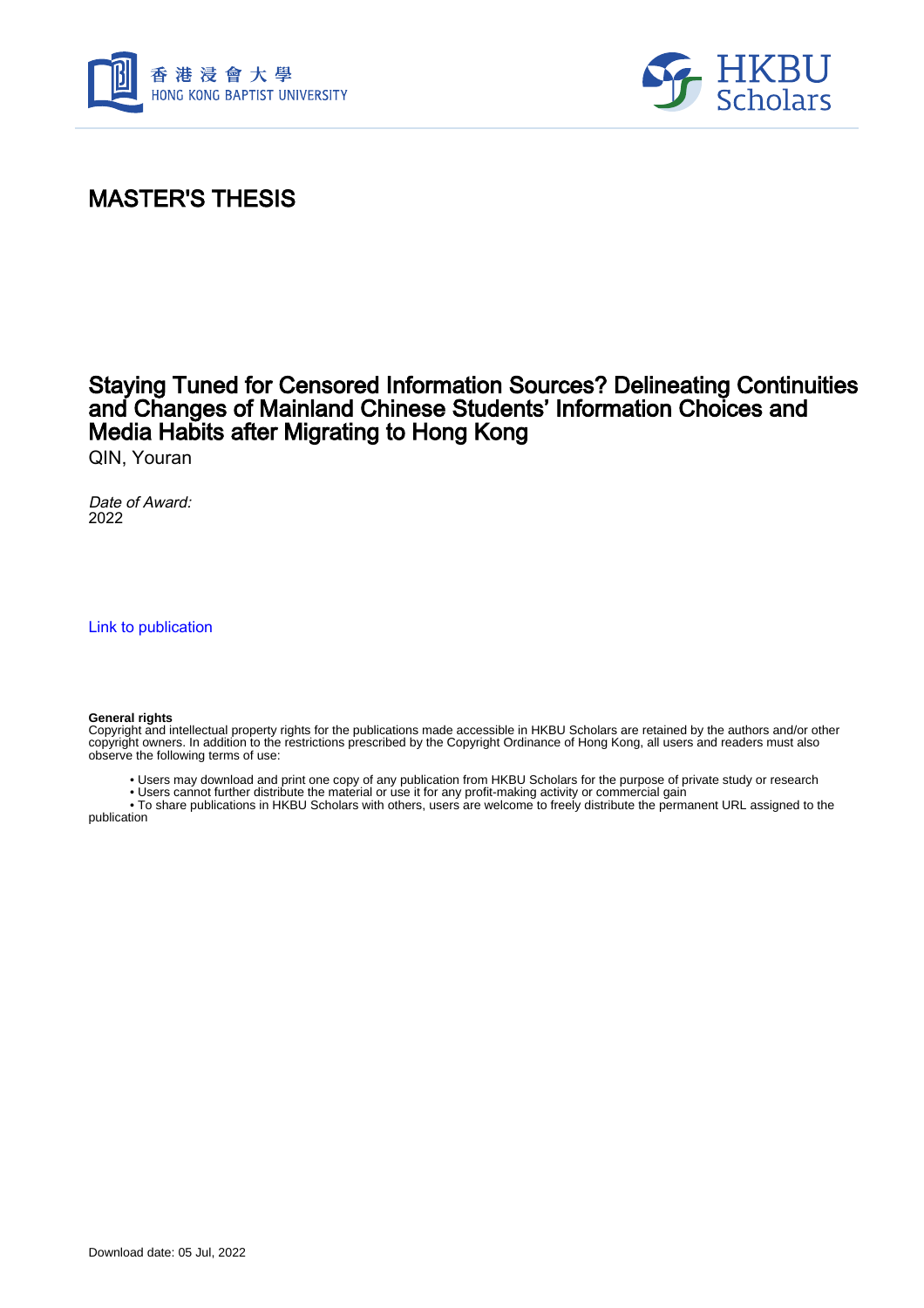# MASTER'S THESIS

## Staying Tuned for Censored Information Sources? Delineating Continuities and Changes of Mainland Chinese Students' Information Choices and Media Habits after Migrating to Hong Kong

QIN, Youran

*Date of Award:*
2022

Link to publication

**General rights**
Copyright and intellectual property rights for the publications made accessible in HKBU Scholars are retained by the authors and/or other copyright owners. In addition to the restrictions prescribed by the Copyright Ordinance of Hong Kong, all users and readers must also observe the following terms of use:

- Users may download and print one copy of any publication from HKBU Scholars for the purpose of private study or research
- Users cannot further distribute the material or use it for any profit-making activity or commercial gain
- To share publications in HKBU Scholars with others, users are welcome to freely distribute the permanent URL assigned to the publication

Download date: 05 Jul, 2022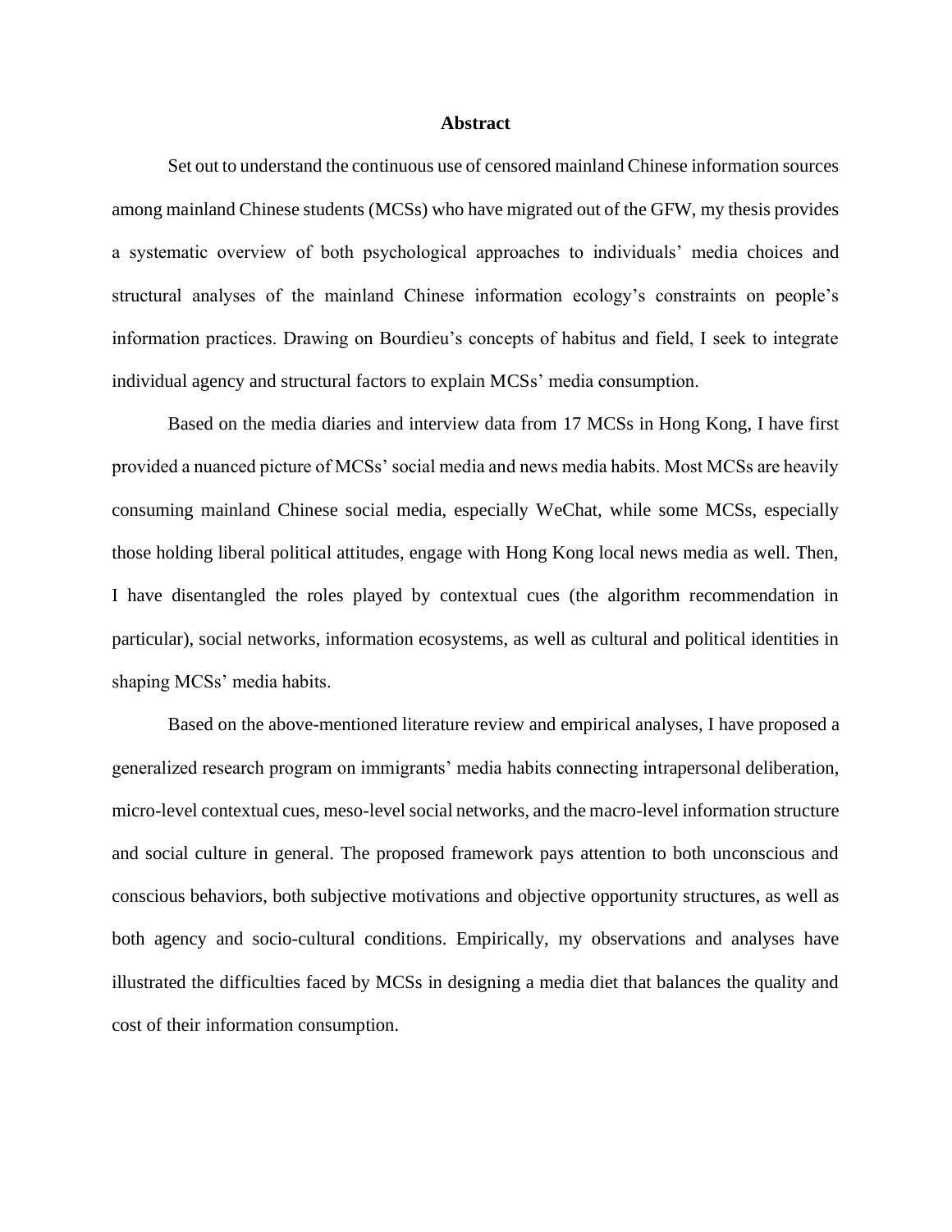# Abstract

Set out to understand the continuous use of censored mainland Chinese information sources among mainland Chinese students (MCSs) who have migrated out of the GFW, my thesis provides a systematic overview of both psychological approaches to individuals' media choices and structural analyses of the mainland Chinese information ecology's constraints on people's information practices. Drawing on Bourdieu's concepts of habitus and field, I seek to integrate individual agency and structural factors to explain MCSs' media consumption.

Based on the media diaries and interview data from 17 MCSs in Hong Kong, I have first provided a nuanced picture of MCSs' social media and news media habits. Most MCSs are heavily consuming mainland Chinese social media, especially WeChat, while some MCSs, especially those holding liberal political attitudes, engage with Hong Kong local news media as well. Then, I have disentangled the roles played by contextual cues (the algorithm recommendation in particular), social networks, information ecosystems, as well as cultural and political identities in shaping MCSs' media habits.

Based on the above-mentioned literature review and empirical analyses, I have proposed a generalized research program on immigrants' media habits connecting intrapersonal deliberation, micro-level contextual cues, meso-level social networks, and the macro-level information structure and social culture in general. The proposed framework pays attention to both unconscious and conscious behaviors, both subjective motivations and objective opportunity structures, as well as both agency and socio-cultural conditions. Empirically, my observations and analyses have illustrated the difficulties faced by MCSs in designing a media diet that balances the quality and cost of their information consumption.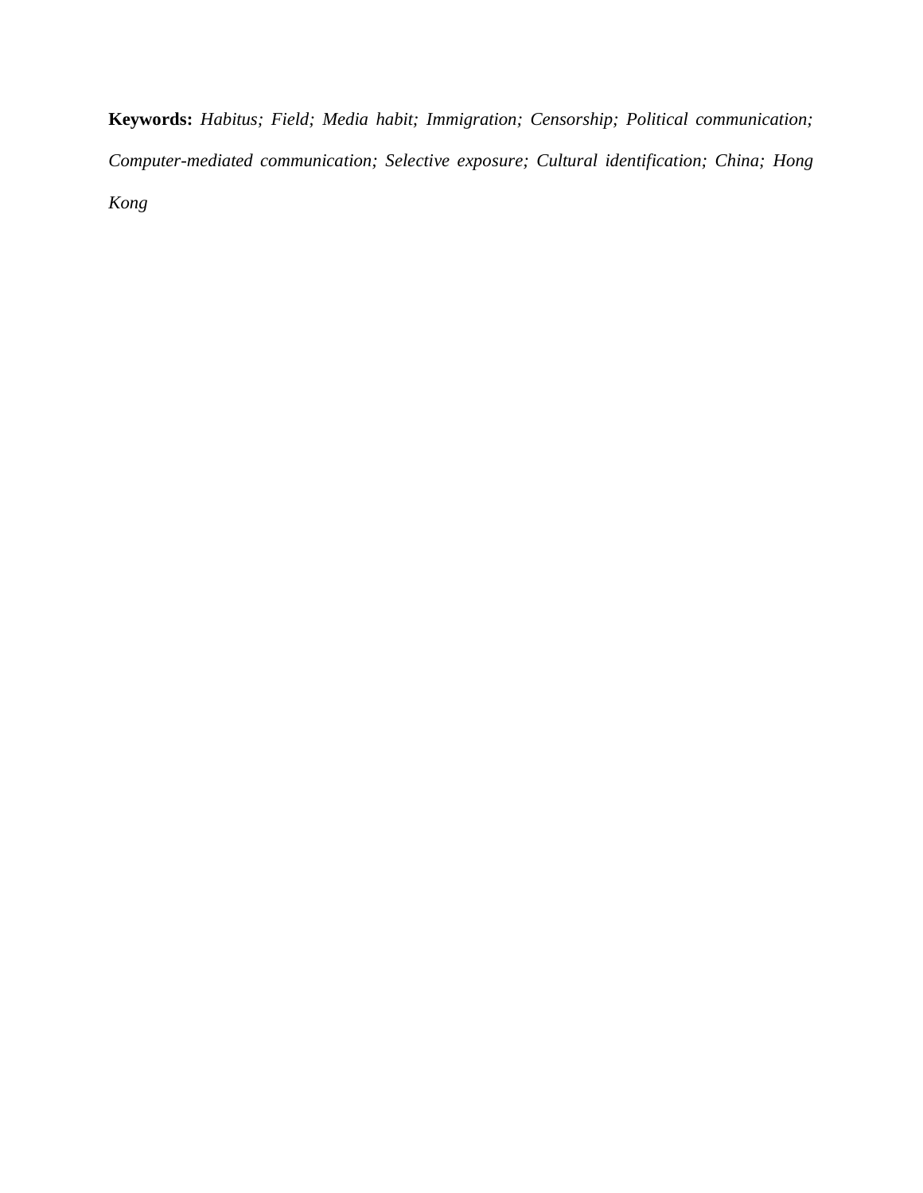**Keywords:** *Habitus; Field; Media habit; Immigration; Censorship; Political communication; Computer-mediated communication; Selective exposure; Cultural identification; China; Hong Kong*